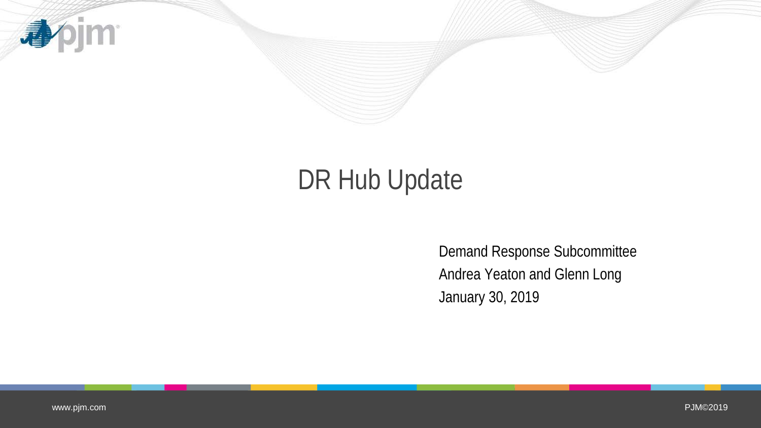# DR Hub Update

Demand Response Subcommittee
Andrea Yeaton and Glenn Long
January 30, 2019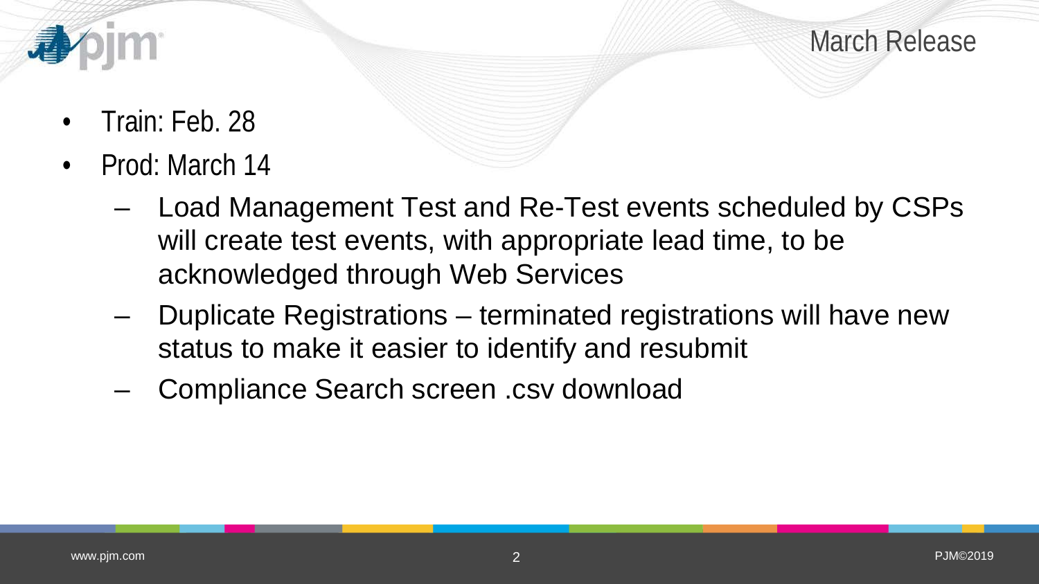# March Release

- Train: Feb. 28
- Prod: March 14
  - Load Management Test and Re-Test events scheduled by CSPs will create test events, with appropriate lead time, to be acknowledged through Web Services
  - Duplicate Registrations – terminated registrations will have new status to make it easier to identify and resubmit
  - Compliance Search screen .csv download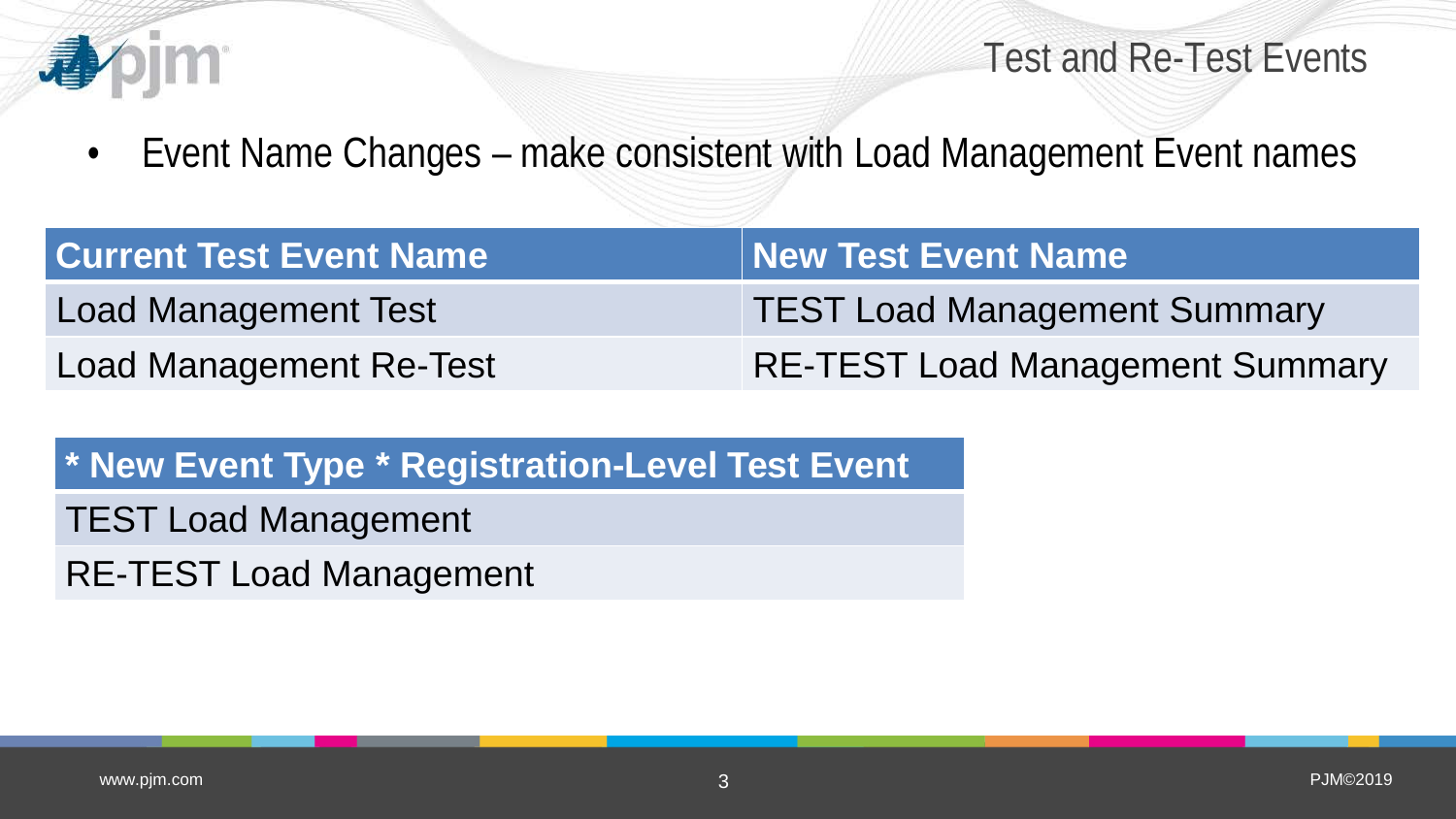# Test and Re-Test Events

- Event Name Changes – make consistent with Load Management Event names

| Current Test Event Name | New Test Event Name |
|---|---|
| Load Management Test | TEST Load Management Summary |
| Load Management Re-Test | RE-TEST Load Management Summary |

| * New Event Type * Registration-Level Test Event |
|---|
| TEST Load Management |
| RE-TEST Load Management |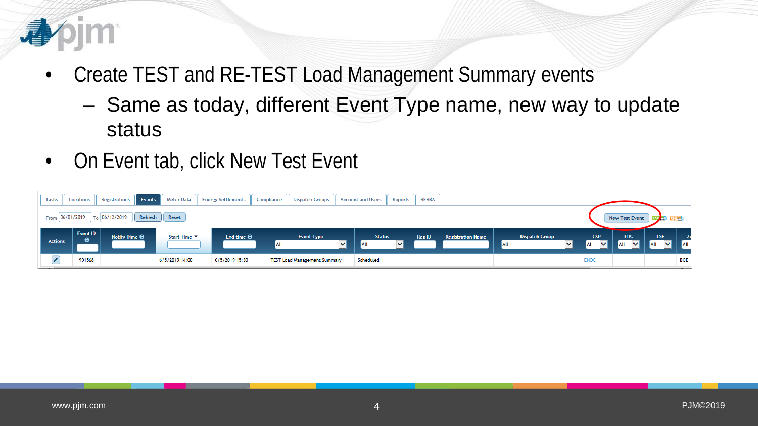- Create TEST and RE-TEST Load Management Summary events
  - Same as today, different Event Type name, new way to update status
- On Event tab, click New Test Event

Tasks | Locations | Registrations | Events | Meter Data | Energy Settlements | Compliance | Dispatch Groups | Account and Users | Reports | RERRA

From 06/01/2019 To 06/12/2019 Refresh Reset — New Test Event

| Actions | Event ID | Notify Time | Start Time | End time | Event Type | Status | Reg ID | Registration Name | Dispatch Group | CSP | EDC | LSE | Z |
|---|---|---|---|---|---|---|---|---|---|---|---|---|---|
| | | | | | All | All | | | All | All | All | All | All |
| | 991568 | | 6/5/2019 14:00 | 6/5/2019 15:30 | TEST Load Management Summary | Scheduled | | | | ENOC | | | BGE |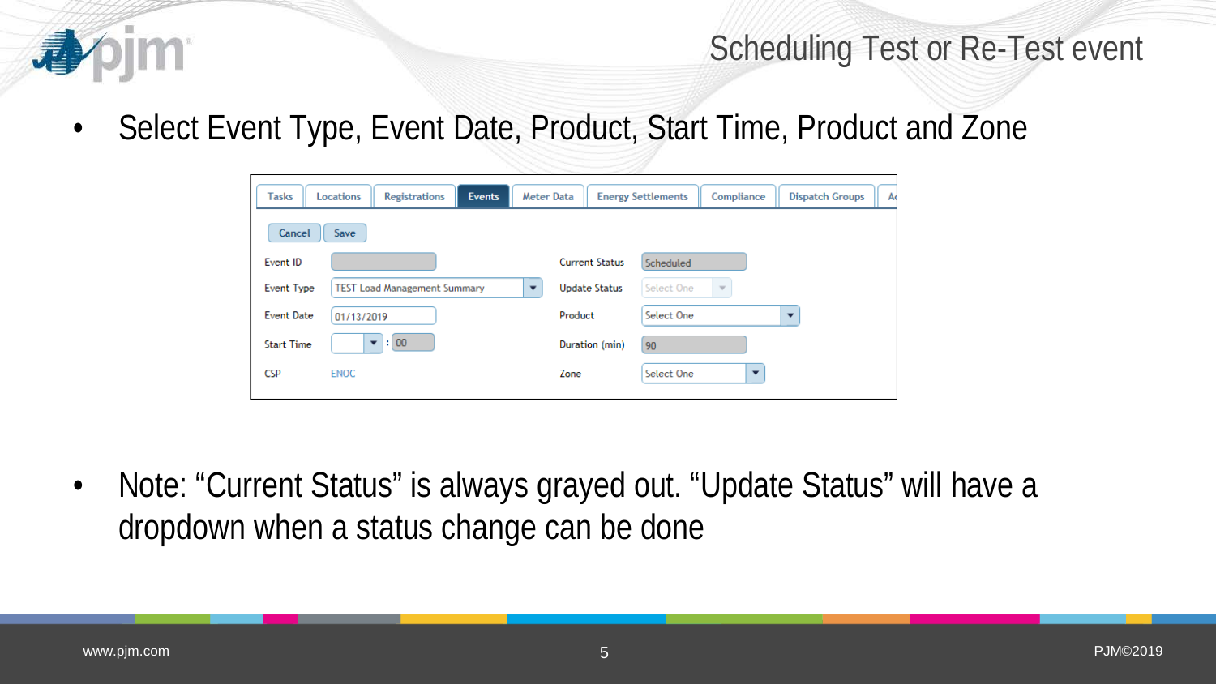# Scheduling Test or Re-Test event

- Select Event Type, Event Date, Product, Start Time, Product and Zone

Tasks | Locations | Registrations | Events | Meter Data | Energy Settlements | Compliance | Dispatch Groups

Cancel | Save

| | | | |
|---|---|---|---|
| Event ID | | Current Status | Scheduled |
| Event Type | TEST Load Management Summary | Update Status | Select One |
| Event Date | 01/13/2019 | Product | Select One |
| Start Time | : 00 | Duration (min) | 90 |
| CSP | ENOC | Zone | Select One |

- Note: "Current Status" is always grayed out. "Update Status" will have a dropdown when a status change can be done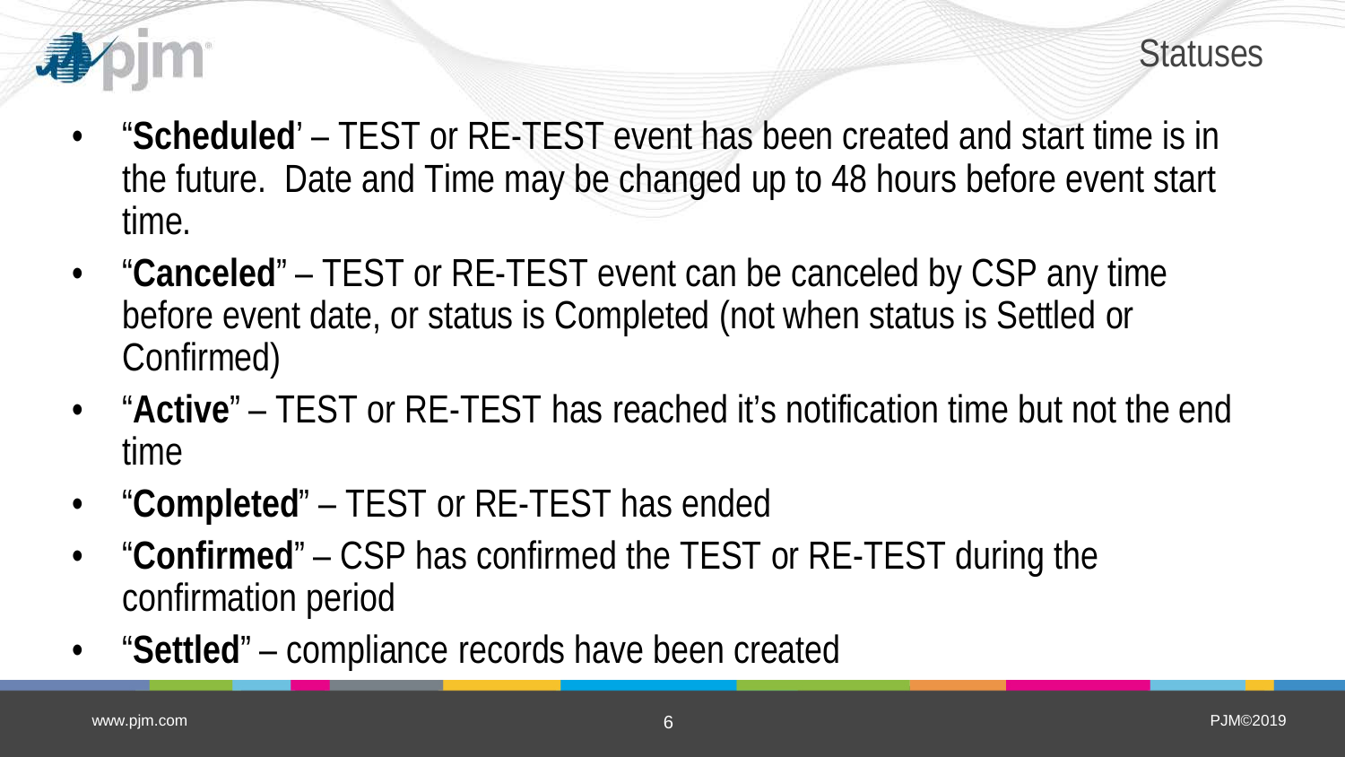## Statuses

- "**Scheduled**' – TEST or RE-TEST event has been created and start time is in the future. Date and Time may be changed up to 48 hours before event start time.
- "**Canceled**" – TEST or RE-TEST event can be canceled by CSP any time before event date, or status is Completed (not when status is Settled or Confirmed)
- "**Active**" – TEST or RE-TEST has reached it's notification time but not the end time
- "**Completed**" – TEST or RE-TEST has ended
- "**Confirmed**" – CSP has confirmed the TEST or RE-TEST during the confirmation period
- "**Settled**" – compliance records have been created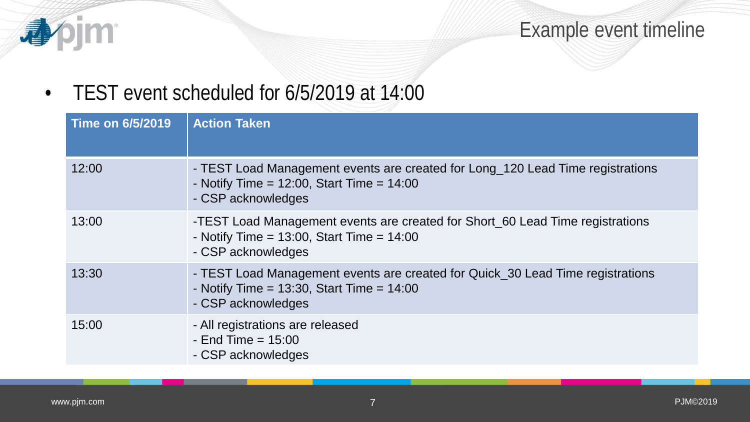# Example event timeline

- TEST event scheduled for 6/5/2019 at 14:00

| Time on 6/5/2019 | Action Taken |
| --- | --- |
| 12:00 | - TEST Load Management events are created for Long_120 Lead Time registrations<br>- Notify Time = 12:00, Start Time = 14:00<br>- CSP acknowledges |
| 13:00 | -TEST Load Management events are created for Short_60 Lead Time registrations<br>- Notify Time = 13:00, Start Time = 14:00<br>- CSP acknowledges |
| 13:30 | - TEST Load Management events are created for Quick_30 Lead Time registrations<br>- Notify Time = 13:30, Start Time = 14:00<br>- CSP acknowledges |
| 15:00 | - All registrations are released<br>- End Time = 15:00<br>- CSP acknowledges |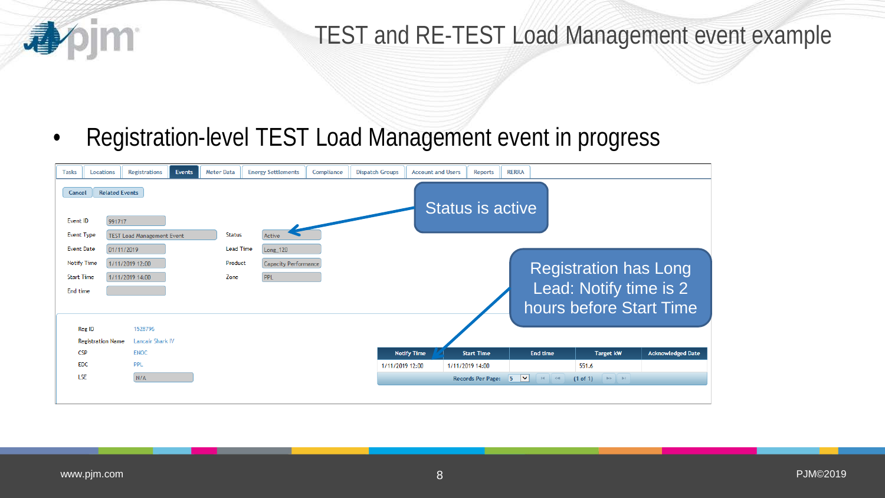# TEST and RE-TEST Load Management event example

- Registration-level TEST Load Management event in progress

Tasks | Locations | Registrations | Events | Meter Data | Energy Settlements | Compliance | Dispatch Groups | Account and Users | Reports | RERRA

Cancel | Related Events

Event ID: 991717

Event Type: TEST Load Management Event

Event Date: 01/11/2019

Notify Time: 1/11/2019 12:00

Start Time: 1/11/2019 14:00

End time:

Status: Active

Lead Time: Long_120

Product: Capacity Performance

Zone: PPL

Status is active

Registration has Long Lead: Notify time is 2 hours before Start Time

Reg ID: 1528796

Registration Name: Lancair Shark IV

CSP: ENOC

EDC: PPL

LSE: N/A

| Notify Time | Start Time | End time | Target kW | Acknowledged Date |
|---|---|---|---|---|
| 1/11/2019 12:00 | 1/11/2019 14:00 | | 551.6 | |

Records Per Page: 5 (1 of 1)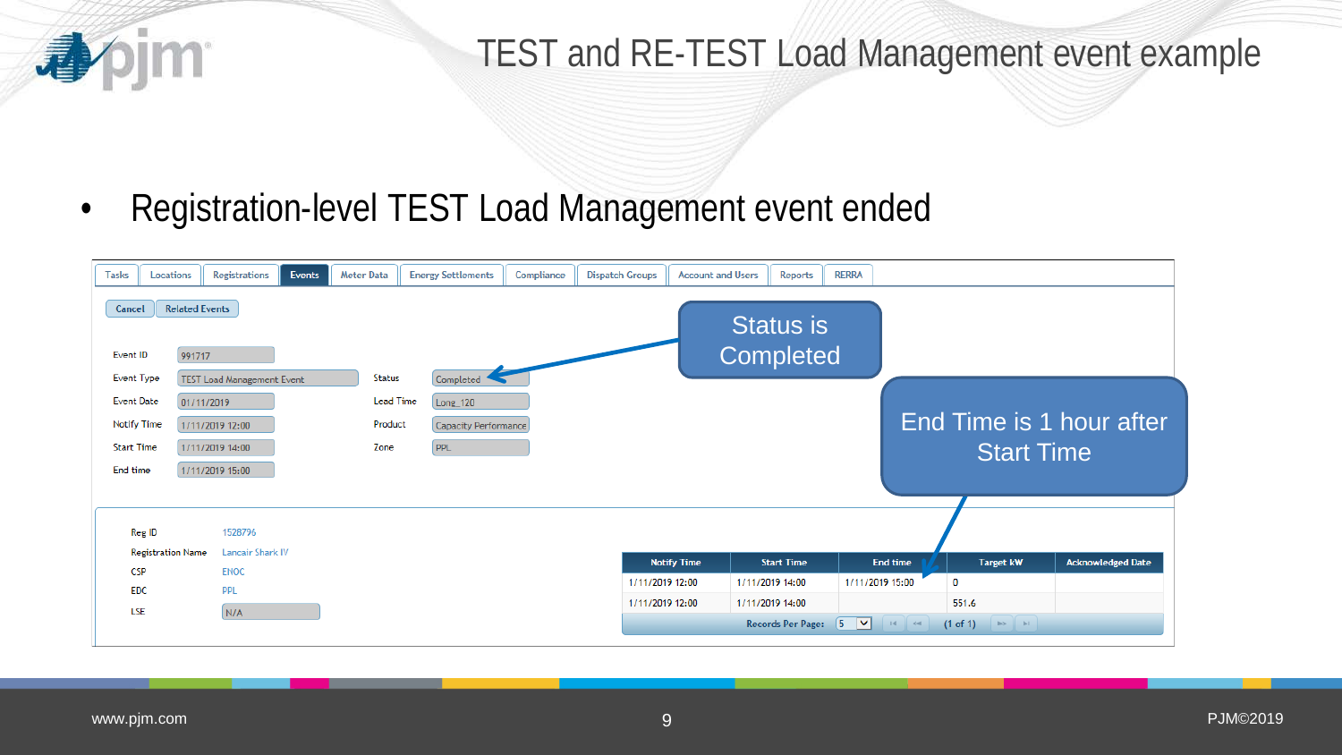# TEST and RE-TEST Load Management event example

- Registration-level TEST Load Management event ended

Tasks | Locations | Registrations | Events | Meter Data | Energy Settlements | Compliance | Dispatch Groups | Account and Users | Reports | RERRA

Cancel | Related Events

| | | | |
|---|---|---|---|
| Event ID | 991717 | | |
| Event Type | TEST Load Management Event | Status | Completed |
| Event Date | 01/11/2019 | Lead Time | Long_120 |
| Notify Time | 1/11/2019 12:00 | Product | Capacity Performance |
| Start Time | 1/11/2019 14:00 | Zone | PPL |
| End time | 1/11/2019 15:00 | | |

Status is Completed

End Time is 1 hour after Start Time

| | |
|---|---|
| Reg ID | 1528796 |
| Registration Name | Lancair Shark IV |
| CSP | ENOC |
| EDC | PPL |
| LSE | N/A |

| Notify Time | Start Time | End time | Target kW | Acknowledged Date |
|---|---|---|---|---|
| 1/11/2019 12:00 | 1/11/2019 14:00 | 1/11/2019 15:00 | 0 | |
| 1/11/2019 12:00 | 1/11/2019 14:00 | | 551.6 | |

Records Per Page: 5 (1 of 1)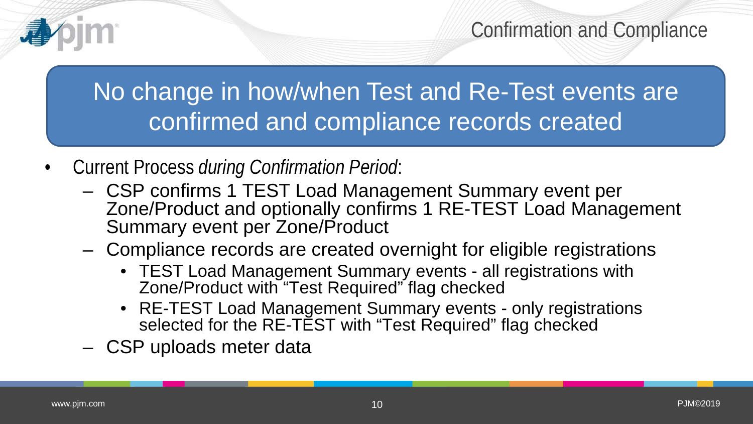# Confirmation and Compliance

## No change in how/when Test and Re-Test events are confirmed and compliance records created

- Current Process *during Confirmation Period*:
  - CSP confirms 1 TEST Load Management Summary event per Zone/Product and optionally confirms 1 RE-TEST Load Management Summary event per Zone/Product
  - Compliance records are created overnight for eligible registrations
    - TEST Load Management Summary events - all registrations with Zone/Product with “Test Required” flag checked
    - RE-TEST Load Management Summary events - only registrations selected for the RE-TEST with “Test Required” flag checked
  - CSP uploads meter data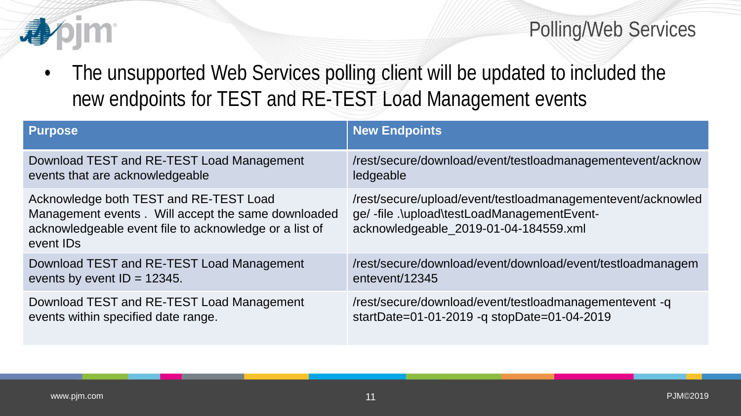## Polling/Web Services

- The unsupported Web Services polling client will be updated to included the new endpoints for TEST and RE-TEST Load Management events

| Purpose | New Endpoints |
| --- | --- |
| Download TEST and RE-TEST Load Management events that are acknowledgeable | /rest/secure/download/event/testloadmanagementevent/acknowledgeable |
| Acknowledge both TEST and RE-TEST Load Management events . Will accept the same downloaded acknowledgeable event file to acknowledge or a list of event IDs | /rest/secure/upload/event/testloadmanagementevent/acknowledge/ -file .\upload\testLoadManagementEvent-acknowledgeable_2019-01-04-184559.xml |
| Download TEST and RE-TEST Load Management events by event ID = 12345. | /rest/secure/download/event/download/event/testloadmanagementevent/12345 |
| Download TEST and RE-TEST Load Management events within specified date range. | /rest/secure/download/event/testloadmanagementevent -q startDate=01-01-2019 -q stopDate=01-04-2019 |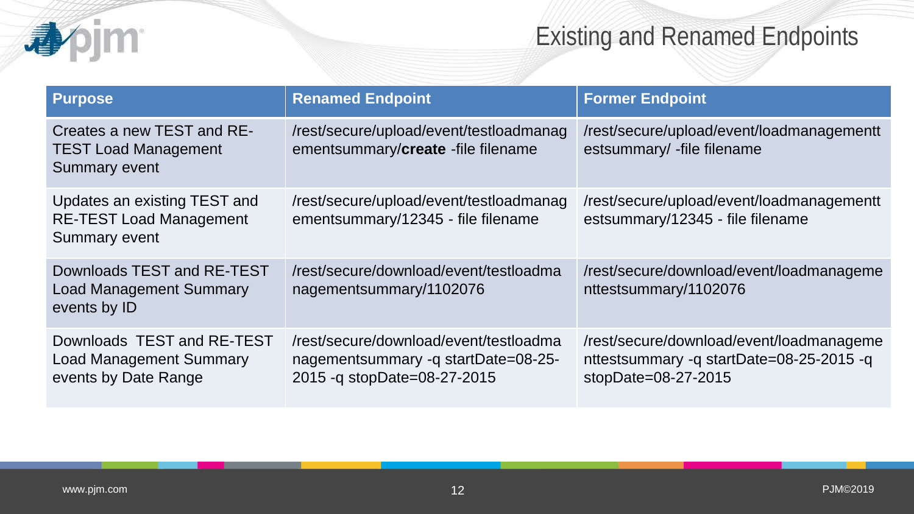# Existing and Renamed Endpoints

| Purpose | Renamed Endpoint | Former Endpoint |
|---|---|---|
| Creates a new TEST and RE-TEST Load Management Summary event | /rest/secure/upload/event/testloadmanagementsummary/**create** -file filename | /rest/secure/upload/event/loadmanagementtestsummary/ -file filename |
| Updates an existing TEST and RE-TEST Load Management Summary event | /rest/secure/upload/event/testloadmanagementsummary/12345 - file filename | /rest/secure/upload/event/loadmanagementtestsummary/12345 - file filename |
| Downloads TEST and RE-TEST Load Management Summary events by ID | /rest/secure/download/event/testloadmanagementsummary/1102076 | /rest/secure/download/event/loadmanagementtestsummary/1102076 |
| Downloads TEST and RE-TEST Load Management Summary events by Date Range | /rest/secure/download/event/testloadmanagementsummary -q startDate=08-25-2015 -q stopDate=08-27-2015 | /rest/secure/download/event/loadmanagementtestsummary -q startDate=08-25-2015 -q stopDate=08-27-2015 |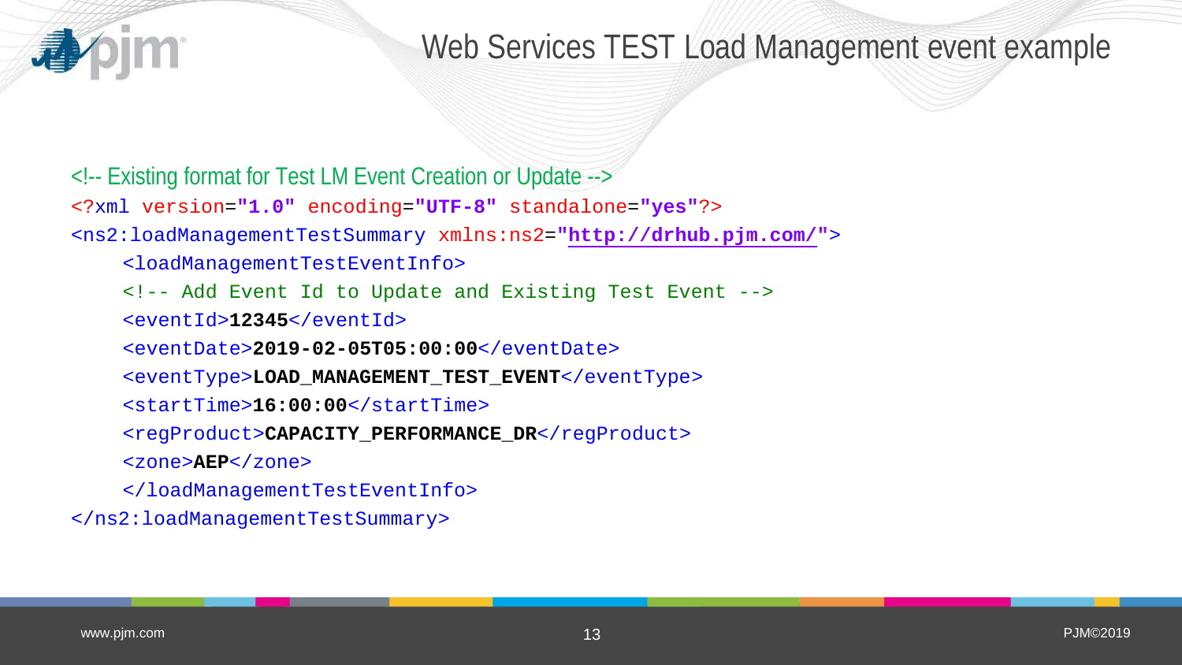# Web Services TEST Load Management event example

```xml
<!-- Existing format for Test LM Event Creation or Update -->
<?xml version="1.0" encoding="UTF-8" standalone="yes"?>
<ns2:loadManagementTestSummary xmlns:ns2="http://drhub.pjm.com/">
    <loadManagementTestEventInfo>
    <!-- Add Event Id to Update and Existing Test Event -->
    <eventId>12345</eventId>
    <eventDate>2019-02-05T05:00:00</eventDate>
    <eventType>LOAD_MANAGEMENT_TEST_EVENT</eventType>
    <startTime>16:00:00</startTime>
    <regProduct>CAPACITY_PERFORMANCE_DR</regProduct>
    <zone>AEP</zone>
    </loadManagementTestEventInfo>
</ns2:loadManagementTestSummary>
```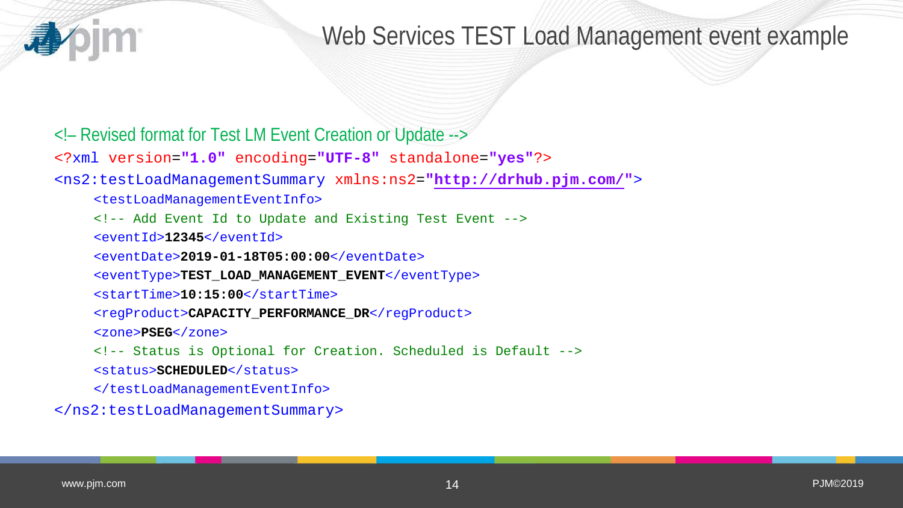# Web Services TEST Load Management event example

```xml
<!– Revised format for Test LM Event Creation or Update -->
<?xml version="1.0" encoding="UTF-8" standalone="yes"?>
<ns2:testLoadManagementSummary xmlns:ns2="http://drhub.pjm.com/">
    <testLoadManagementEventInfo>
    <!-- Add Event Id to Update and Existing Test Event -->
    <eventId>12345</eventId>
    <eventDate>2019-01-18T05:00:00</eventDate>
    <eventType>TEST_LOAD_MANAGEMENT_EVENT</eventType>
    <startTime>10:15:00</startTime>
    <regProduct>CAPACITY_PERFORMANCE_DR</regProduct>
    <zone>PSEG</zone>
    <!-- Status is Optional for Creation. Scheduled is Default -->
    <status>SCHEDULED</status>
    </testLoadManagementEventInfo>
</ns2:testLoadManagementSummary>
```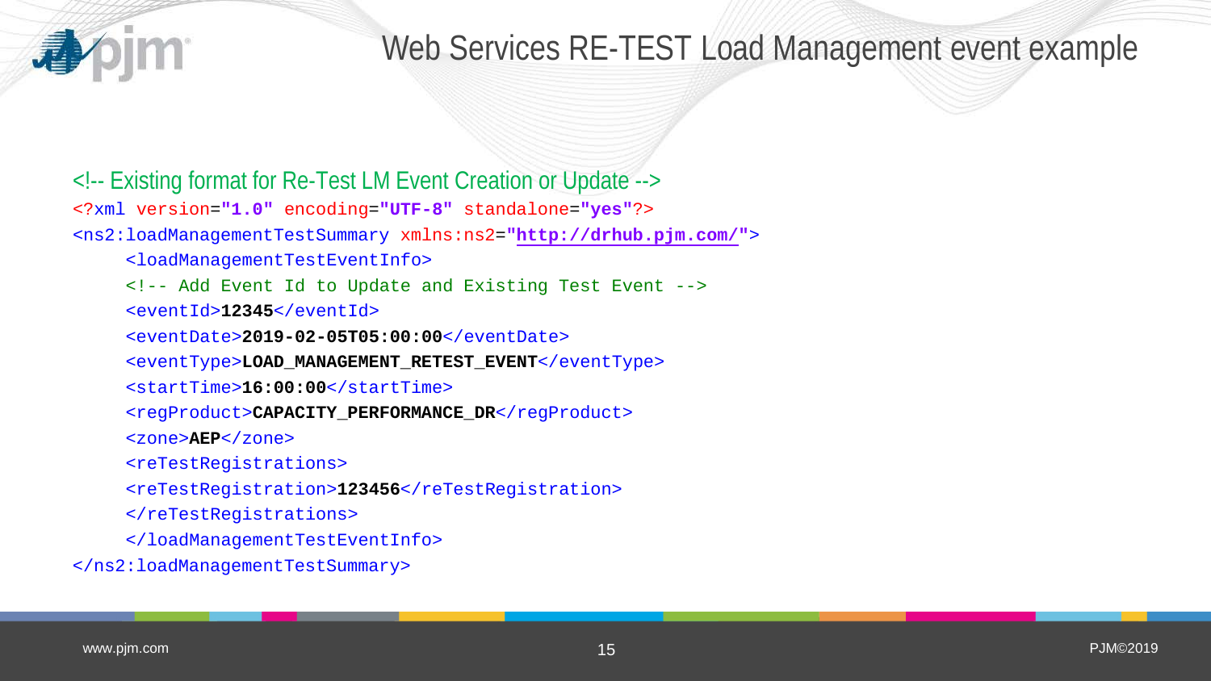# Web Services RE-TEST Load Management event example

<!-- Existing format for Re-Test LM Event Creation or Update -->

```
<?xml version="1.0" encoding="UTF-8" standalone="yes"?>
<ns2:loadManagementTestSummary xmlns:ns2="http://drhub.pjm.com/">
     <loadManagementTestEventInfo>
     <!-- Add Event Id to Update and Existing Test Event -->
     <eventId>12345</eventId>
     <eventDate>2019-02-05T05:00:00</eventDate>
     <eventType>LOAD_MANAGEMENT_RETEST_EVENT</eventType>
     <startTime>16:00:00</startTime>
     <regProduct>CAPACITY_PERFORMANCE_DR</regProduct>
     <zone>AEP</zone>
     <reTestRegistrations>
     <reTestRegistration>123456</reTestRegistration>
     </reTestRegistrations>
     </loadManagementTestEventInfo>
</ns2:loadManagementTestSummary>
```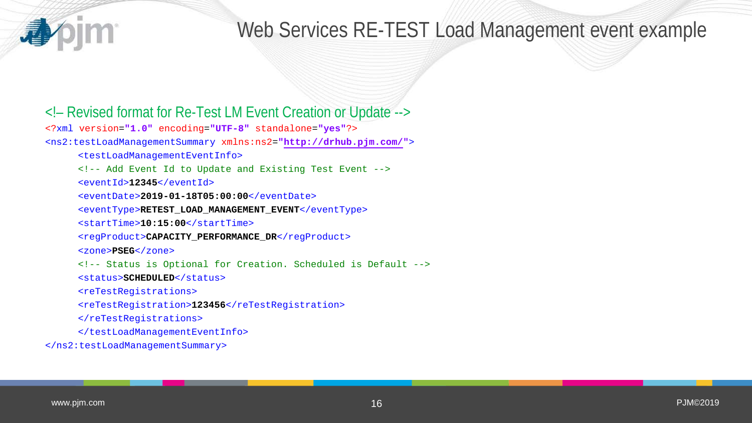# Web Services RE-TEST Load Management event example

<!– Revised format for Re-Test LM Event Creation or Update -->

```
<?xml version="1.0" encoding="UTF-8" standalone="yes"?>
<ns2:testLoadManagementSummary xmlns:ns2="http://drhub.pjm.com/">
      <testLoadManagementEventInfo>
      <!-- Add Event Id to Update and Existing Test Event -->
      <eventId>12345</eventId>
      <eventDate>2019-01-18T05:00:00</eventDate>
      <eventType>RETEST_LOAD_MANAGEMENT_EVENT</eventType>
      <startTime>10:15:00</startTime>
      <regProduct>CAPACITY_PERFORMANCE_DR</regProduct>
      <zone>PSEG</zone>
      <!-- Status is Optional for Creation. Scheduled is Default -->
      <status>SCHEDULED</status>
      <reTestRegistrations>
      <reTestRegistration>123456</reTestRegistration>
      </reTestRegistrations>
      </testLoadManagementEventInfo>
</ns2:testLoadManagementSummary>
```